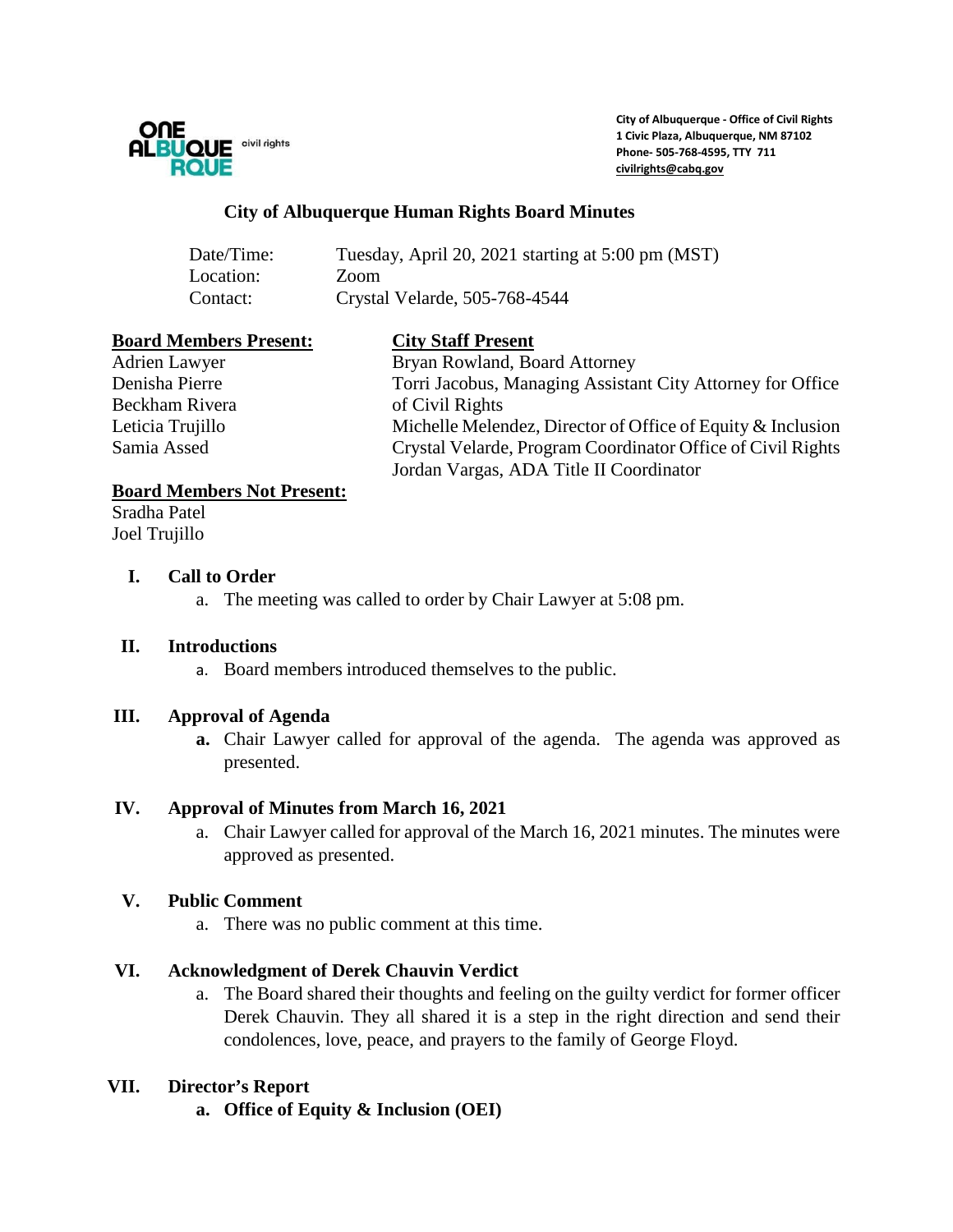ONE ALBUQUERQUE civil rights

**City of Albuquerque - Office of Civil Rights**
**1 Civic Plaza, Albuquerque, NM 87102**
**Phone- 505-768-4595, TTY 711**
**civilrights@cabq.gov**

# City of Albuquerque Human Rights Board Minutes

Date/Time: Tuesday, April 20, 2021 starting at 5:00 pm (MST)
Location: Zoom
Contact: Crystal Velarde, 505-768-4544

**Board Members Present:**
Adrien Lawyer
Denisha Pierre
Beckham Rivera
Leticia Trujillo
Samia Assed

**City Staff Present**
Bryan Rowland, Board Attorney
Torri Jacobus, Managing Assistant City Attorney for Office of Civil Rights
Michelle Melendez, Director of Office of Equity & Inclusion
Crystal Velarde, Program Coordinator Office of Civil Rights
Jordan Vargas, ADA Title II Coordinator

**Board Members Not Present:**
Sradha Patel
Joel Trujillo

## I. Call to Order

a. The meeting was called to order by Chair Lawyer at 5:08 pm.

## II. Introductions

a. Board members introduced themselves to the public.

## III. Approval of Agenda

**a.** Chair Lawyer called for approval of the agenda. The agenda was approved as presented.

## IV. Approval of Minutes from March 16, 2021

a. Chair Lawyer called for approval of the March 16, 2021 minutes. The minutes were approved as presented.

## V. Public Comment

a. There was no public comment at this time.

## VI. Acknowledgment of Derek Chauvin Verdict

a. The Board shared their thoughts and feeling on the guilty verdict for former officer Derek Chauvin. They all shared it is a step in the right direction and send their condolences, love, peace, and prayers to the family of George Floyd.

## VII. Director's Report

**a. Office of Equity & Inclusion (OEI)**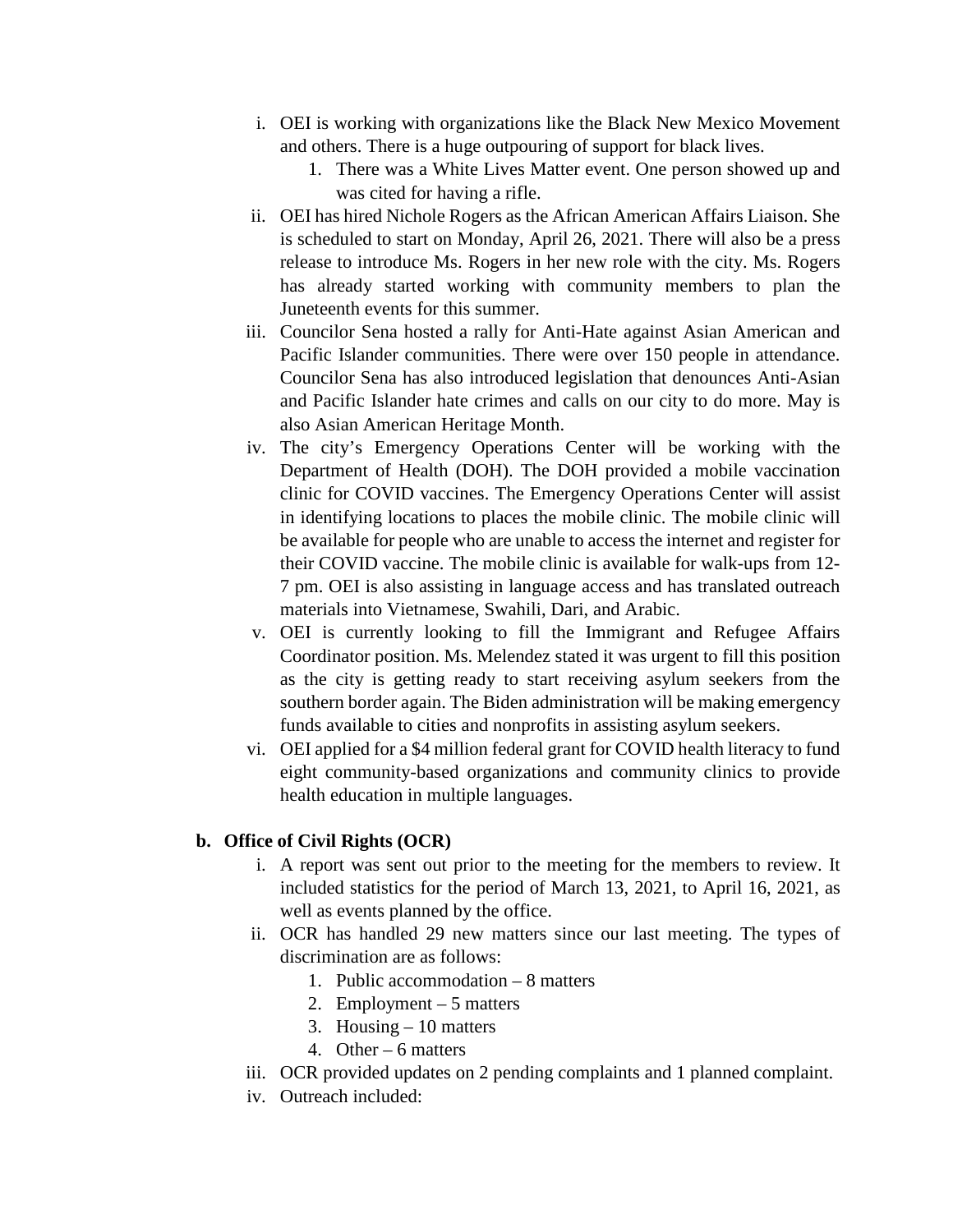i. OEI is working with organizations like the Black New Mexico Movement and others. There is a huge outpouring of support for black lives.
    1. There was a White Lives Matter event. One person showed up and was cited for having a rifle.

ii. OEI has hired Nichole Rogers as the African American Affairs Liaison. She is scheduled to start on Monday, April 26, 2021. There will also be a press release to introduce Ms. Rogers in her new role with the city. Ms. Rogers has already started working with community members to plan the Juneteenth events for this summer.

iii. Councilor Sena hosted a rally for Anti-Hate against Asian American and Pacific Islander communities. There were over 150 people in attendance. Councilor Sena has also introduced legislation that denounces Anti-Asian and Pacific Islander hate crimes and calls on our city to do more. May is also Asian American Heritage Month.

iv. The city's Emergency Operations Center will be working with the Department of Health (DOH). The DOH provided a mobile vaccination clinic for COVID vaccines. The Emergency Operations Center will assist in identifying locations to places the mobile clinic. The mobile clinic will be available for people who are unable to access the internet and register for their COVID vaccine. The mobile clinic is available for walk-ups from 12-7 pm. OEI is also assisting in language access and has translated outreach materials into Vietnamese, Swahili, Dari, and Arabic.

v. OEI is currently looking to fill the Immigrant and Refugee Affairs Coordinator position. Ms. Melendez stated it was urgent to fill this position as the city is getting ready to start receiving asylum seekers from the southern border again. The Biden administration will be making emergency funds available to cities and nonprofits in assisting asylum seekers.

vi. OEI applied for a $4 million federal grant for COVID health literacy to fund eight community-based organizations and community clinics to provide health education in multiple languages.

**b. Office of Civil Rights (OCR)**

i. A report was sent out prior to the meeting for the members to review. It included statistics for the period of March 13, 2021, to April 16, 2021, as well as events planned by the office.

ii. OCR has handled 29 new matters since our last meeting. The types of discrimination are as follows:
    1. Public accommodation – 8 matters
    2. Employment – 5 matters
    3. Housing – 10 matters
    4. Other – 6 matters

iii. OCR provided updates on 2 pending complaints and 1 planned complaint.

iv. Outreach included: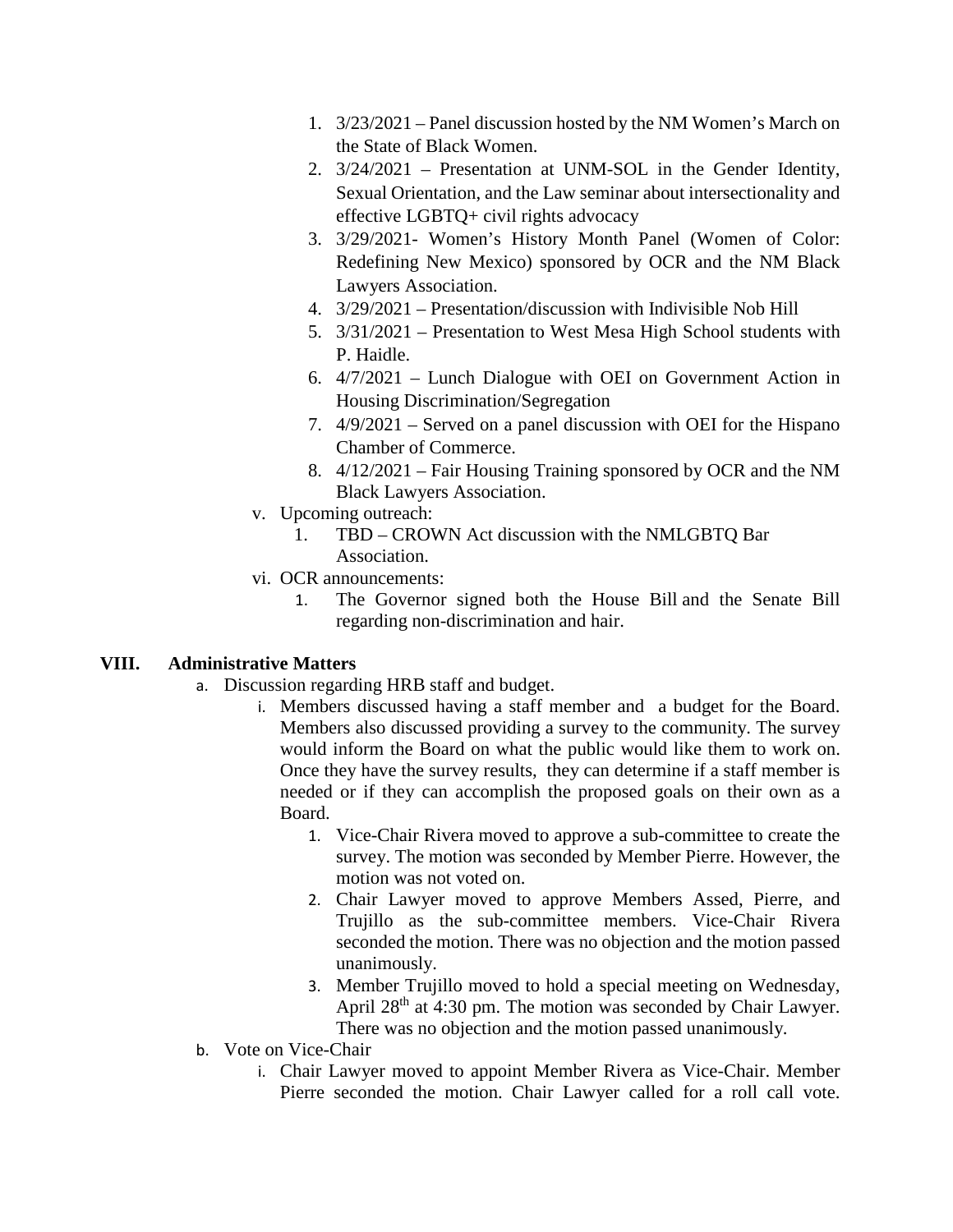1. 3/23/2021 – Panel discussion hosted by the NM Women's March on the State of Black Women.
2. 3/24/2021 – Presentation at UNM-SOL in the Gender Identity, Sexual Orientation, and the Law seminar about intersectionality and effective LGBTQ+ civil rights advocacy
3. 3/29/2021- Women's History Month Panel (Women of Color: Redefining New Mexico) sponsored by OCR and the NM Black Lawyers Association.
4. 3/29/2021 – Presentation/discussion with Indivisible Nob Hill
5. 3/31/2021 – Presentation to West Mesa High School students with P. Haidle.
6. 4/7/2021 – Lunch Dialogue with OEI on Government Action in Housing Discrimination/Segregation
7. 4/9/2021 – Served on a panel discussion with OEI for the Hispano Chamber of Commerce.
8. 4/12/2021 – Fair Housing Training sponsored by OCR and the NM Black Lawyers Association.

v. Upcoming outreach:

1. TBD – CROWN Act discussion with the NMLGBTQ Bar Association.

vi. OCR announcements:

1. The Governor signed both the House Bill and the Senate Bill regarding non-discrimination and hair.

## VIII. Administrative Matters

a. Discussion regarding HRB staff and budget.

i. Members discussed having a staff member and a budget for the Board. Members also discussed providing a survey to the community. The survey would inform the Board on what the public would like them to work on. Once they have the survey results, they can determine if a staff member is needed or if they can accomplish the proposed goals on their own as a Board.

1. Vice-Chair Rivera moved to approve a sub-committee to create the survey. The motion was seconded by Member Pierre. However, the motion was not voted on.
2. Chair Lawyer moved to approve Members Assed, Pierre, and Trujillo as the sub-committee members. Vice-Chair Rivera seconded the motion. There was no objection and the motion passed unanimously.
3. Member Trujillo moved to hold a special meeting on Wednesday, April 28th at 4:30 pm. The motion was seconded by Chair Lawyer. There was no objection and the motion passed unanimously.

b. Vote on Vice-Chair

i. Chair Lawyer moved to appoint Member Rivera as Vice-Chair. Member Pierre seconded the motion. Chair Lawyer called for a roll call vote.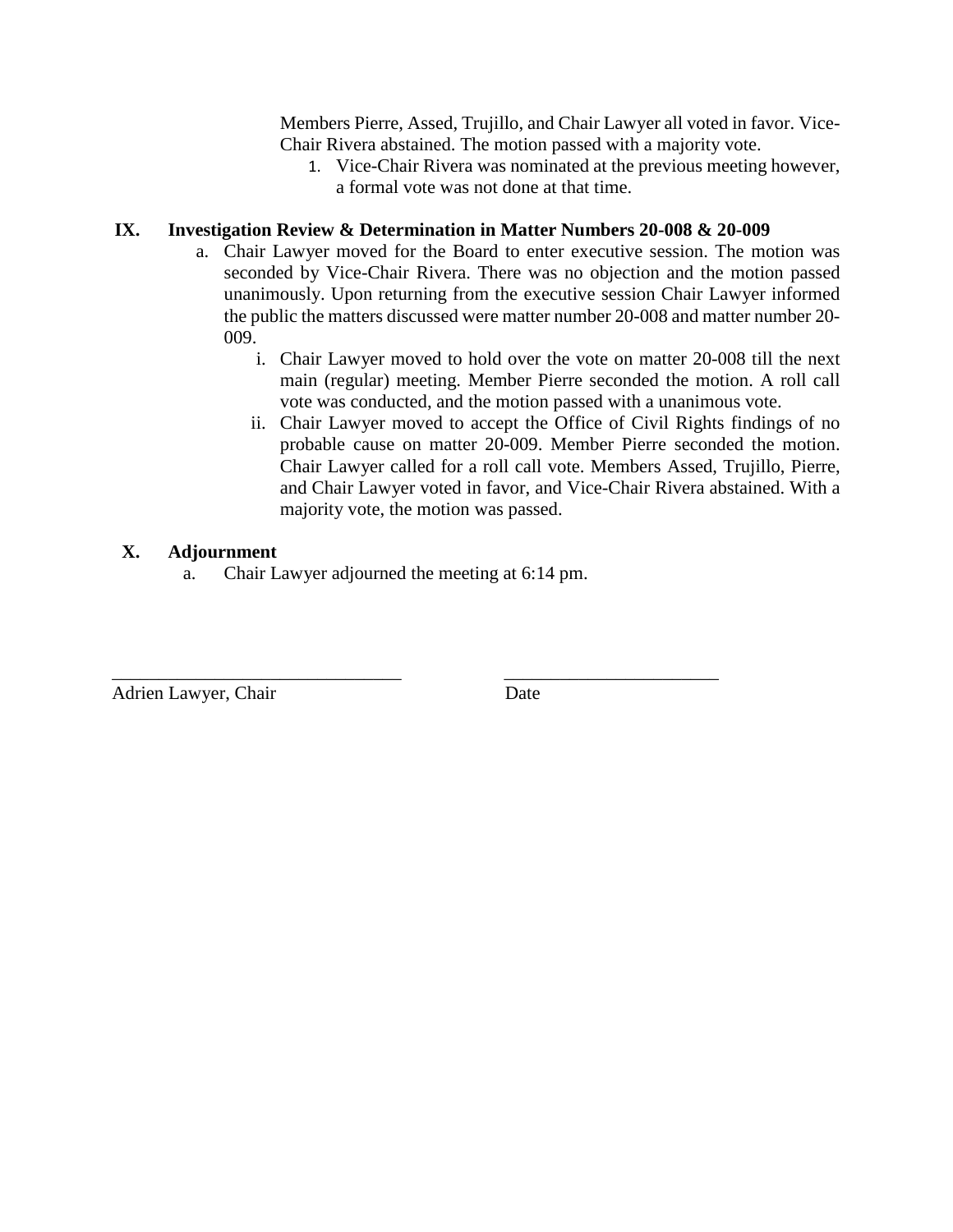Members Pierre, Assed, Trujillo, and Chair Lawyer all voted in favor. Vice-Chair Rivera abstained. The motion passed with a majority vote.

1. Vice-Chair Rivera was nominated at the previous meeting however, a formal vote was not done at that time.

## IX. Investigation Review & Determination in Matter Numbers 20-008 & 20-009

a. Chair Lawyer moved for the Board to enter executive session. The motion was seconded by Vice-Chair Rivera. There was no objection and the motion passed unanimously. Upon returning from the executive session Chair Lawyer informed the public the matters discussed were matter number 20-008 and matter number 20-009.

   i. Chair Lawyer moved to hold over the vote on matter 20-008 till the next main (regular) meeting. Member Pierre seconded the motion. A roll call vote was conducted, and the motion passed with a unanimous vote.

   ii. Chair Lawyer moved to accept the Office of Civil Rights findings of no probable cause on matter 20-009. Member Pierre seconded the motion. Chair Lawyer called for a roll call vote. Members Assed, Trujillo, Pierre, and Chair Lawyer voted in favor, and Vice-Chair Rivera abstained. With a majority vote, the motion was passed.

## X. Adjournment

a. Chair Lawyer adjourned the meeting at 6:14 pm.

_______________________________ _______________________

Adrien Lawyer, Chair Date